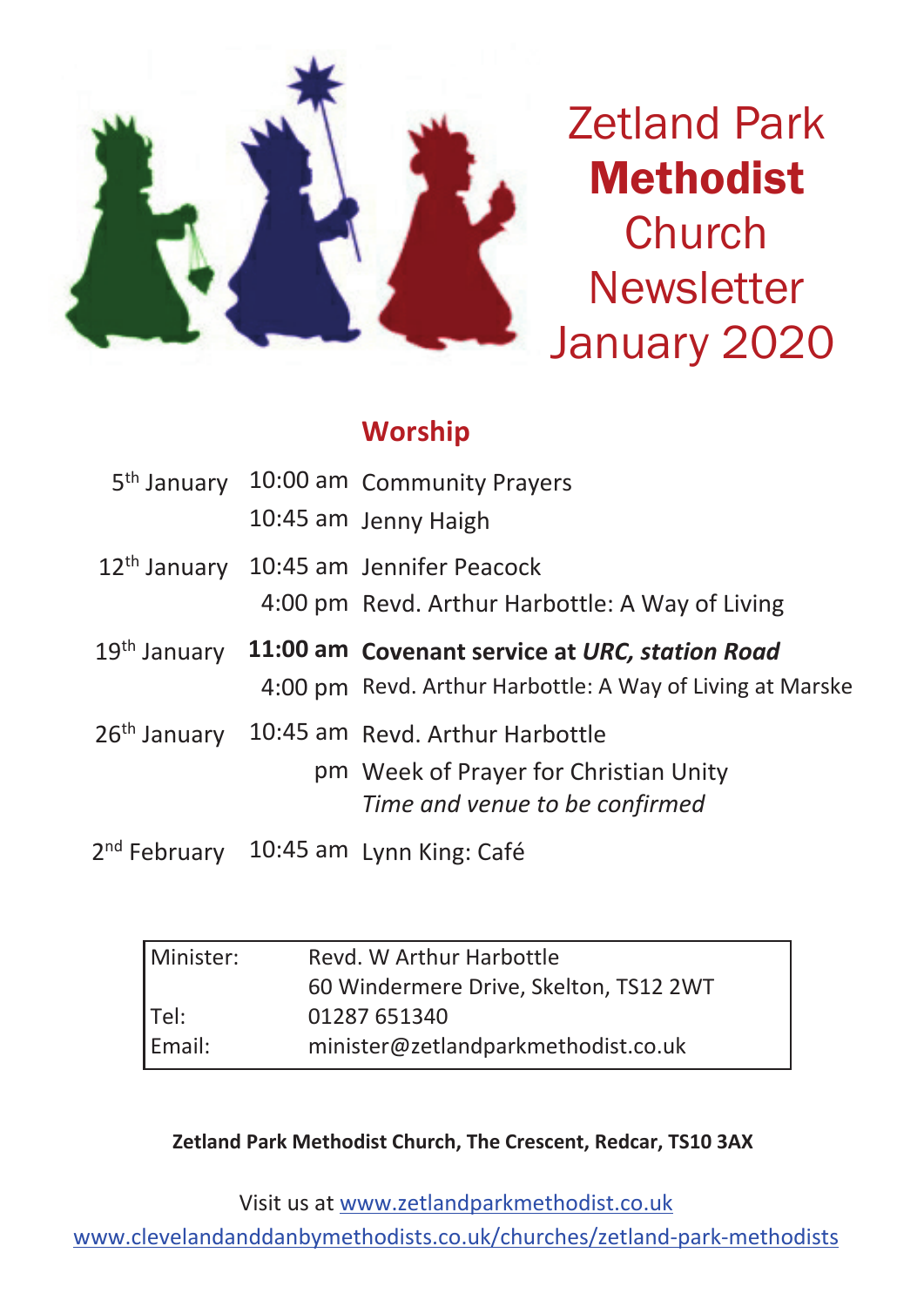# Zetland Park **Methodist** Church Newsletter January 2020

## Worship

| | | |
|---|---|---|
| 5th January | 10:00 am | Community Prayers |
| | 10:45 am | Jenny Haigh |
| 12th January | 10:45 am | Jennifer Peacock |
| | 4:00 pm | Revd. Arthur Harbottle: A Way of Living |
| 19th January | **11:00 am** | **Covenant service at *URC, station Road*** |
| | 4:00 pm | Revd. Arthur Harbottle: A Way of Living at Marske |
| 26th January | 10:45 am | Revd. Arthur Harbottle |
| | pm | Week of Prayer for Christian Unity *Time and venue to be confirmed* |
| 2nd February | 10:45 am | Lynn King: Café |

| | |
|---|---|
| Minister: | Revd. W Arthur Harbottle |
| | 60 Windermere Drive, Skelton, TS12 2WT |
| Tel: | 01287 651340 |
| Email: | minister@zetlandparkmethodist.co.uk |

**Zetland Park Methodist Church, The Crescent, Redcar, TS10 3AX**

Visit us at www.zetlandparkmethodist.co.uk

www.clevelandanddanbymethodists.co.uk/churches/zetland-park-methodists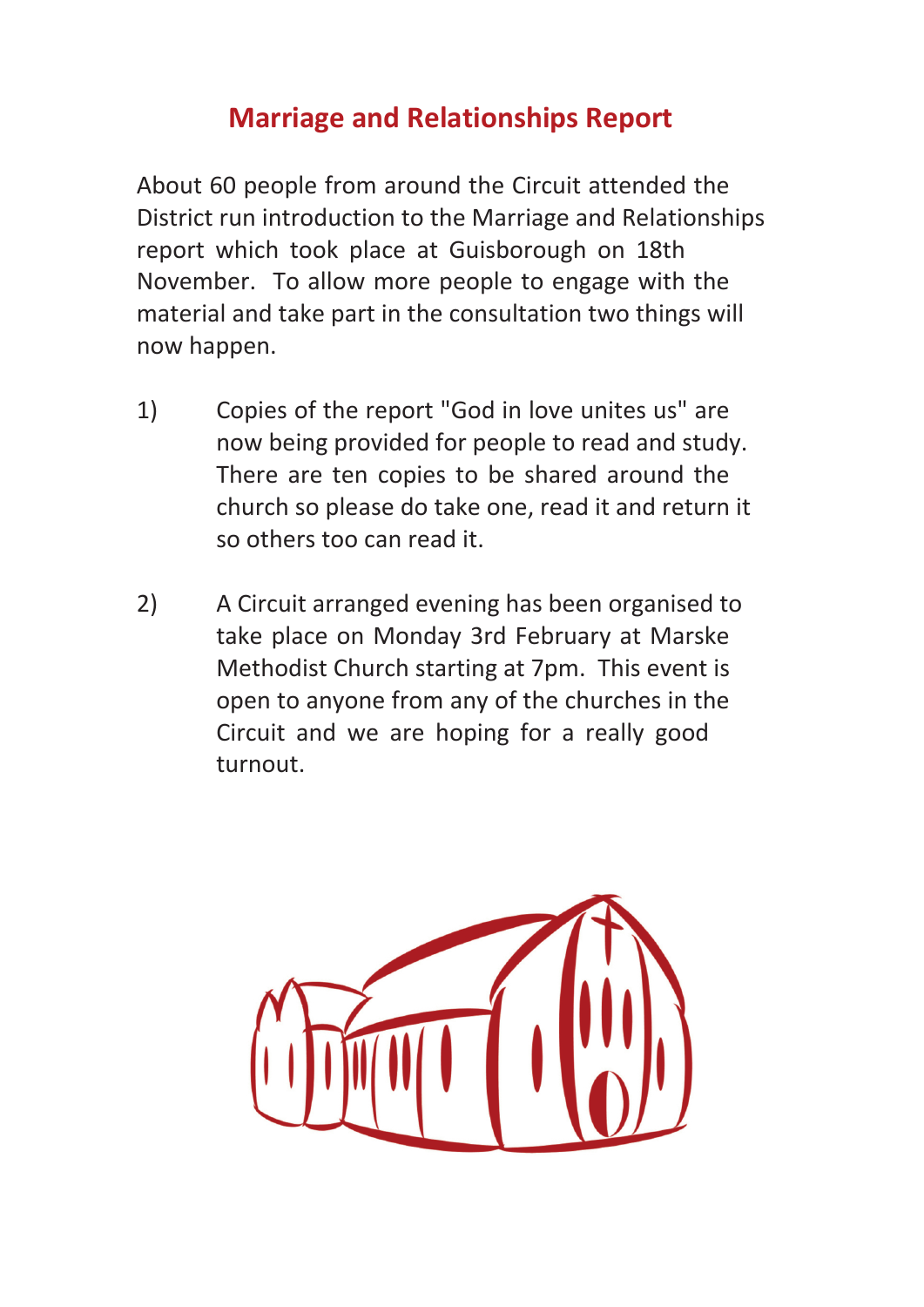# Marriage and Relationships Report

About 60 people from around the Circuit attended the District run introduction to the Marriage and Relationships report which took place at Guisborough on 18th November. To allow more people to engage with the material and take part in the consultation two things will now happen.

1) Copies of the report "God in love unites us" are now being provided for people to read and study. There are ten copies to be shared around the church so please do take one, read it and return it so others too can read it.

2) A Circuit arranged evening has been organised to take place on Monday 3rd February at Marske Methodist Church starting at 7pm. This event is open to anyone from any of the churches in the Circuit and we are hoping for a really good turnout.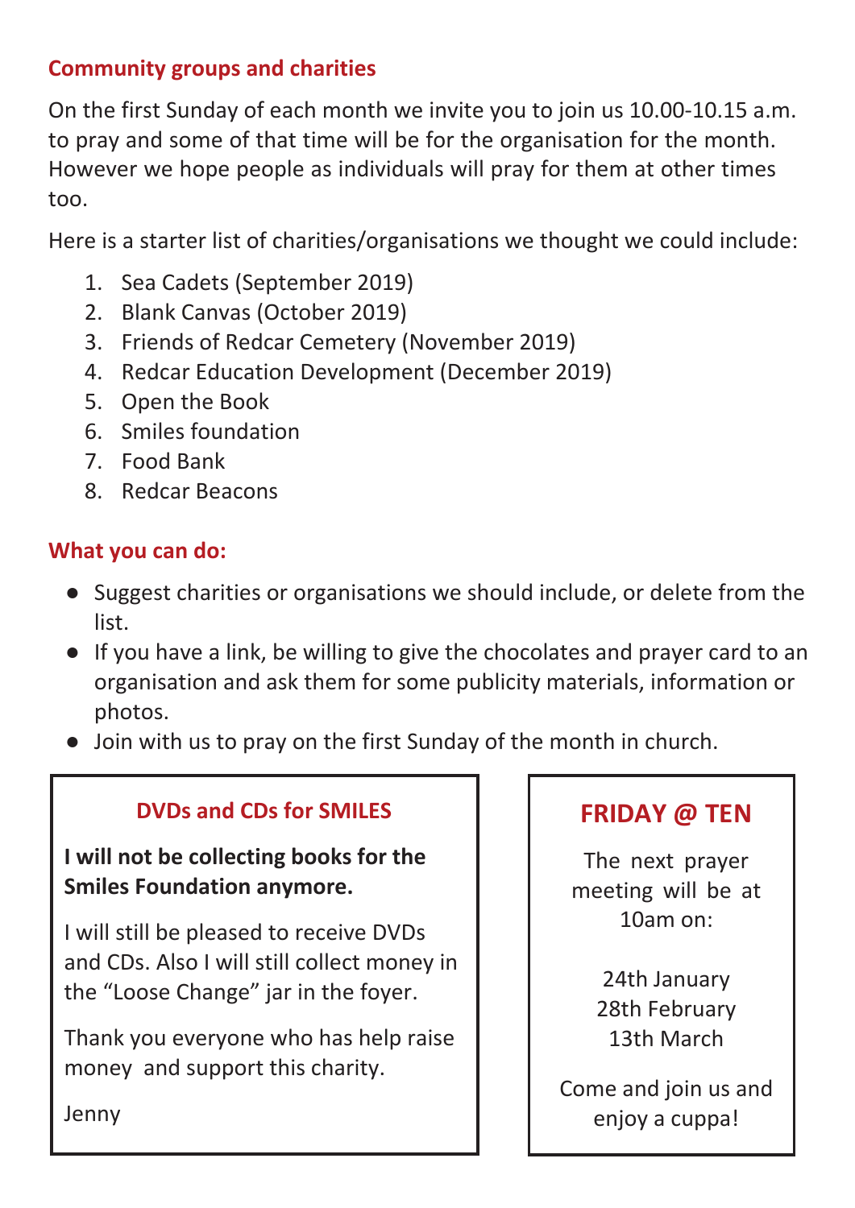## Community groups and charities

On the first Sunday of each month we invite you to join us 10.00-10.15 a.m. to pray and some of that time will be for the organisation for the month. However we hope people as individuals will pray for them at other times too.

Here is a starter list of charities/organisations we thought we could include:

1. Sea Cadets (September 2019)
2. Blank Canvas (October 2019)
3. Friends of Redcar Cemetery (November 2019)
4. Redcar Education Development (December 2019)
5. Open the Book
6. Smiles foundation
7. Food Bank
8. Redcar Beacons

## What you can do:

- Suggest charities or organisations we should include, or delete from the list.
- If you have a link, be willing to give the chocolates and prayer card to an organisation and ask them for some publicity materials, information or photos.
- Join with us to pray on the first Sunday of the month in church.

### DVDs and CDs for SMILES

**I will not be collecting books for the Smiles Foundation anymore.**

I will still be pleased to receive DVDs and CDs. Also I will still collect money in the "Loose Change" jar in the foyer.

Thank you everyone who has help raise money and support this charity.

Jenny

### FRIDAY @ TEN

The next prayer meeting will be at 10am on:

24th January
28th February
13th March

Come and join us and enjoy a cuppa!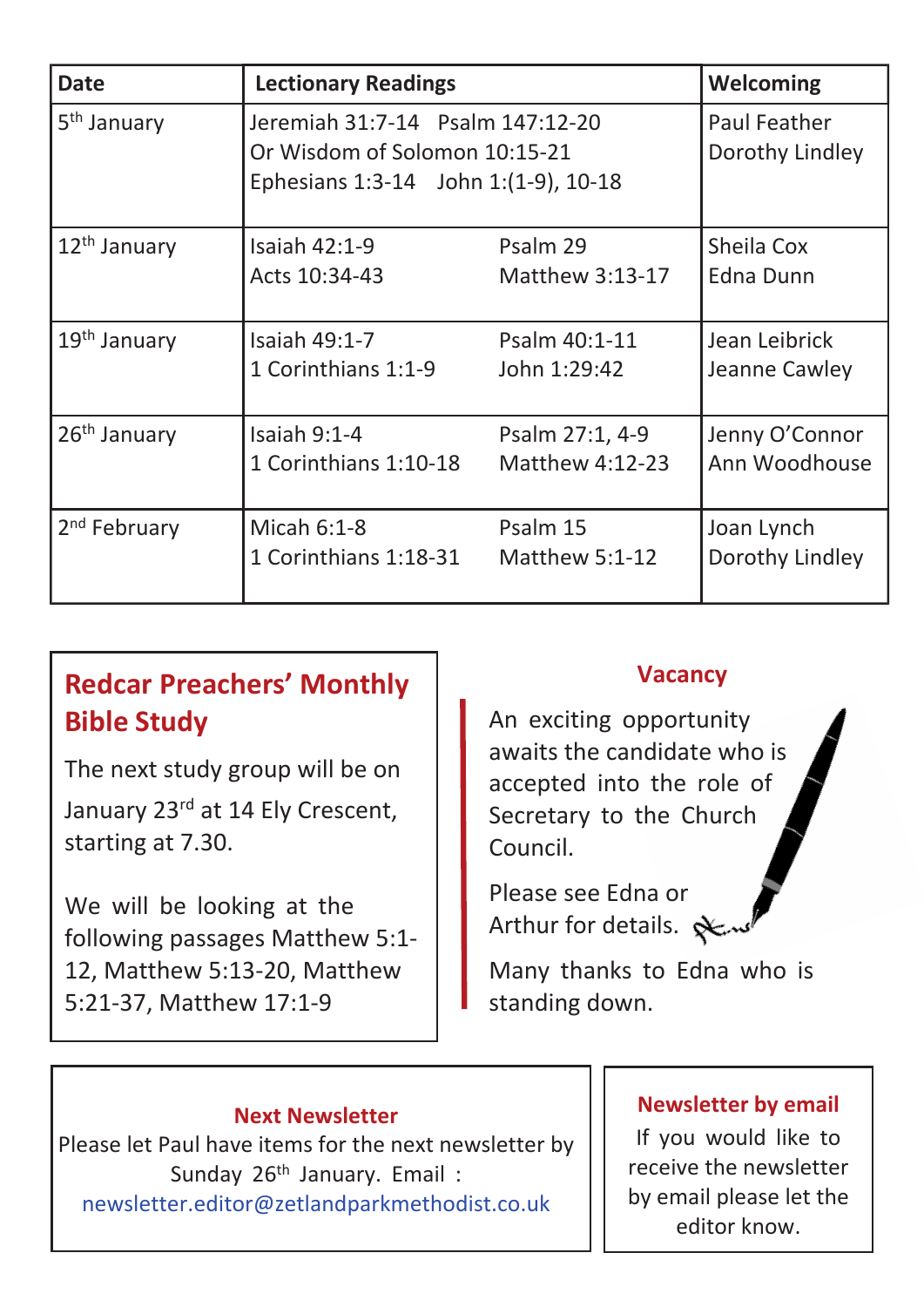| Date | Lectionary Readings | | Welcoming |
|---|---|---|---|
| 5th January | Jeremiah 31:7-14 Psalm 147:12-20<br>Or Wisdom of Solomon 10:15-21<br>Ephesians 1:3-14 John 1:(1-9), 10-18 | | Paul Feather<br>Dorothy Lindley |
| 12th January | Isaiah 42:1-9<br>Acts 10:34-43 | Psalm 29<br>Matthew 3:13-17 | Sheila Cox<br>Edna Dunn |
| 19th January | Isaiah 49:1-7<br>1 Corinthians 1:1-9 | Psalm 40:1-11<br>John 1:29:42 | Jean Leibrick<br>Jeanne Cawley |
| 26th January | Isaiah 9:1-4<br>1 Corinthians 1:10-18 | Psalm 27:1, 4-9<br>Matthew 4:12-23 | Jenny O'Connor<br>Ann Woodhouse |
| 2nd February | Micah 6:1-8<br>1 Corinthians 1:18-31 | Psalm 15<br>Matthew 5:1-12 | Joan Lynch<br>Dorothy Lindley |

## Redcar Preachers' Monthly Bible Study

The next study group will be on January 23rd at 14 Ely Crescent, starting at 7.30.

We will be looking at the following passages Matthew 5:1-12, Matthew 5:13-20, Matthew 5:21-37, Matthew 17:1-9

## Vacancy

An exciting opportunity awaits the candidate who is accepted into the role of Secretary to the Church Council.

Please see Edna or Arthur for details.

Many thanks to Edna who is standing down.

## Next Newsletter

Please let Paul have items for the next newsletter by Sunday 26th January. Email : newsletter.editor@zetlandparkmethodist.co.uk

## Newsletter by email

If you would like to receive the newsletter by email please let the editor know.